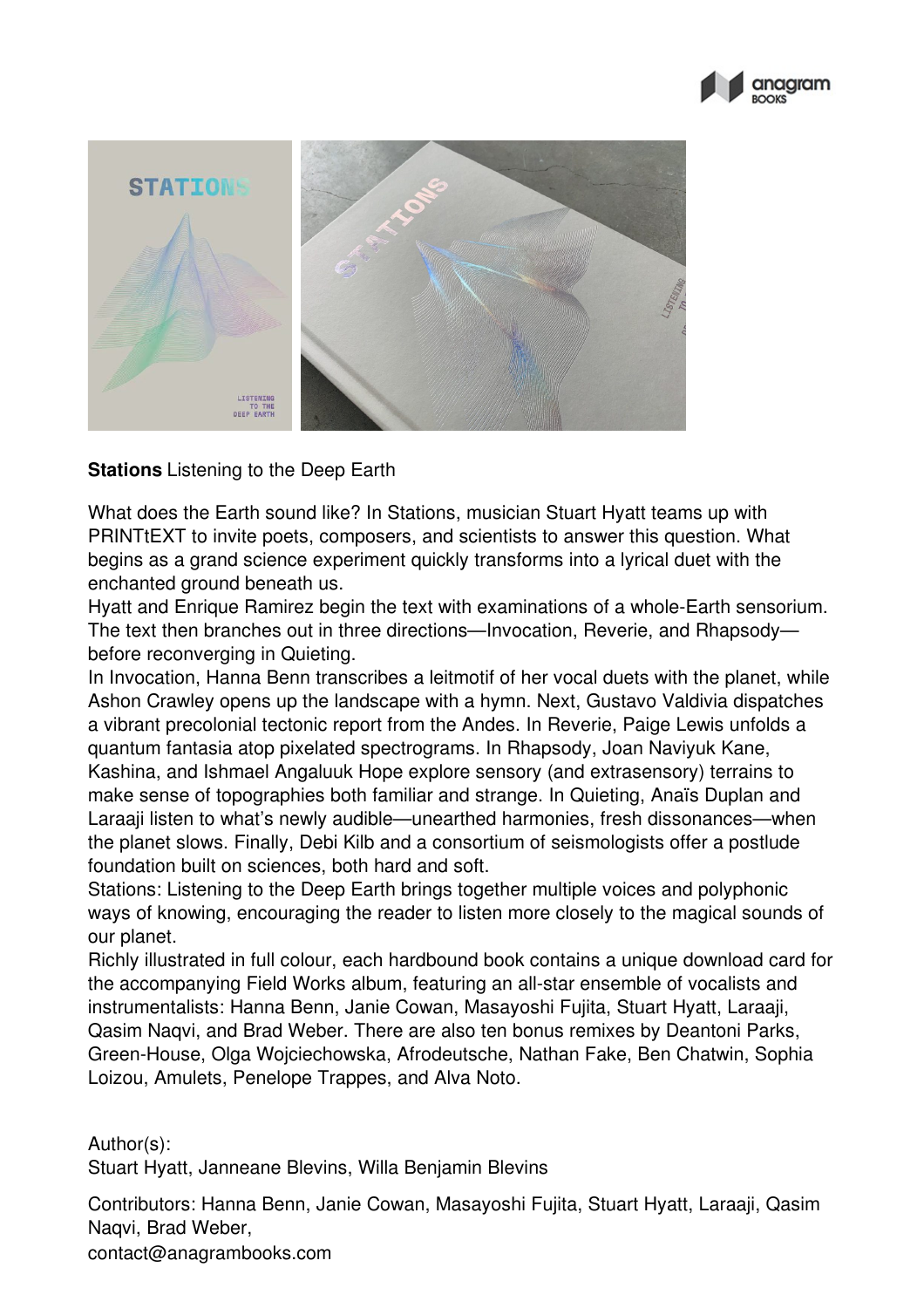**Stations** Listening to the Deep Earth

What does the Earth sound like? In Stations, musician Stuart Hyatt teams up with PRINTtEXT to invite poets, composers, and scientists to answer this question. What begins as a grand science experiment quickly transforms into a lyrical duet with the enchanted ground beneath us.

Hyatt and Enrique Ramirez begin the text with examinations of a whole-Earth sensorium. The text then branches out in three directions—Invocation, Reverie, and Rhapsody—before reconverging in Quieting.

In Invocation, Hanna Benn transcribes a leitmotif of her vocal duets with the planet, while Ashon Crawley opens up the landscape with a hymn. Next, Gustavo Valdivia dispatches a vibrant precolonial tectonic report from the Andes. In Reverie, Paige Lewis unfolds a quantum fantasia atop pixelated spectrograms. In Rhapsody, Joan Naviyuk Kane, Kashina, and Ishmael Angaluuk Hope explore sensory (and extrasensory) terrains to make sense of topographies both familiar and strange. In Quieting, Anaïs Duplan and Laraaji listen to what's newly audible—unearthed harmonies, fresh dissonances—when the planet slows. Finally, Debi Kilb and a consortium of seismologists offer a postlude foundation built on sciences, both hard and soft.

Stations: Listening to the Deep Earth brings together multiple voices and polyphonic ways of knowing, encouraging the reader to listen more closely to the magical sounds of our planet.

Richly illustrated in full colour, each hardbound book contains a unique download card for the accompanying Field Works album, featuring an all-star ensemble of vocalists and instrumentalists: Hanna Benn, Janie Cowan, Masayoshi Fujita, Stuart Hyatt, Laraaji, Qasim Naqvi, and Brad Weber. There are also ten bonus remixes by Deantoni Parks, Green-House, Olga Wojciechowska, Afrodeutsche, Nathan Fake, Ben Chatwin, Sophia Loizou, Amulets, Penelope Trappes, and Alva Noto.

Author(s):
Stuart Hyatt, Janneane Blevins, Willa Benjamin Blevins

Contributors: Hanna Benn, Janie Cowan, Masayoshi Fujita, Stuart Hyatt, Laraaji, Qasim Naqvi, Brad Weber,

contact@anagrambooks.com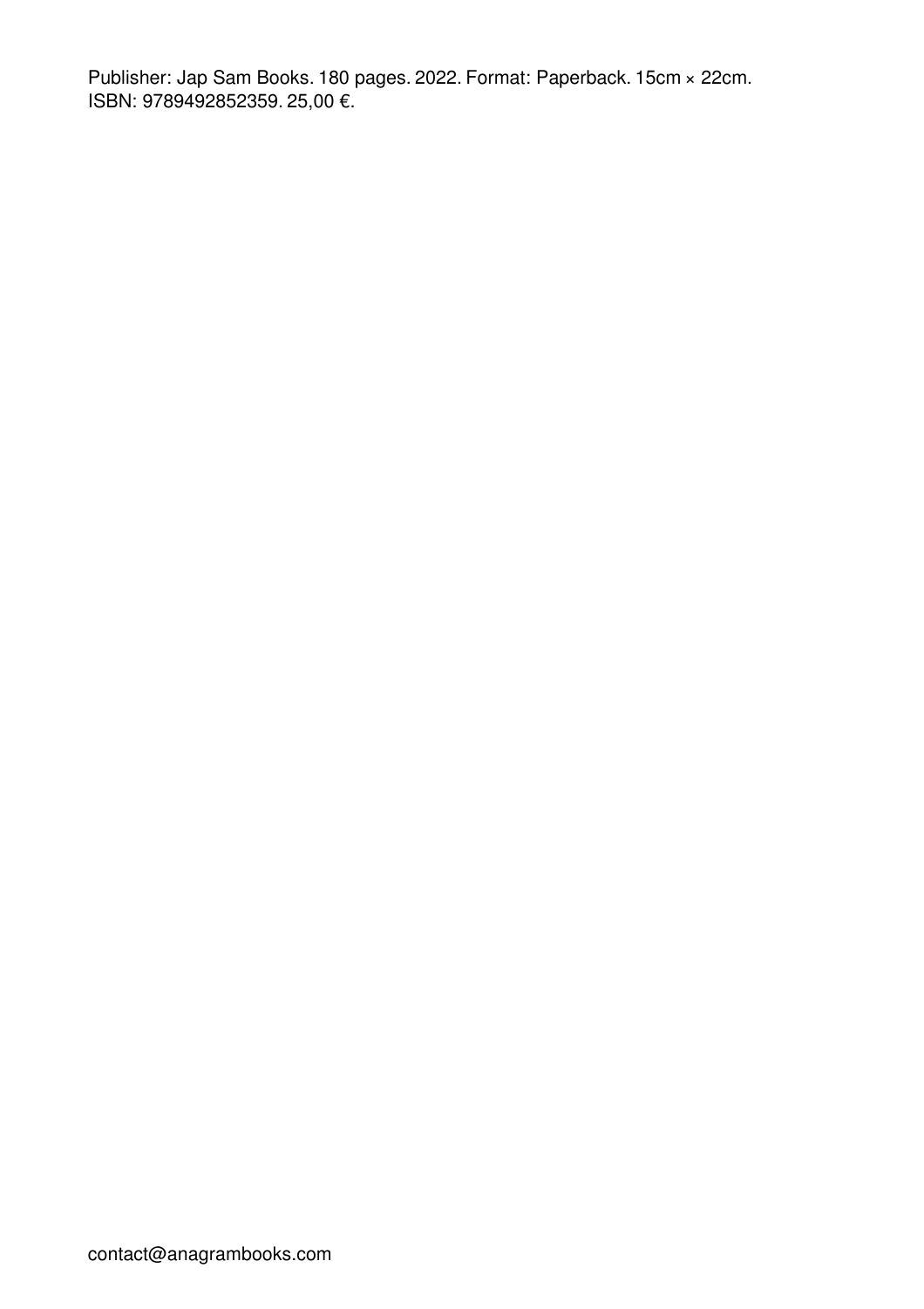Publisher: Jap Sam Books. 180 pages. 2022. Format: Paperback. 15cm × 22cm. ISBN: 9789492852359. 25,00 €.

contact@anagrambooks.com